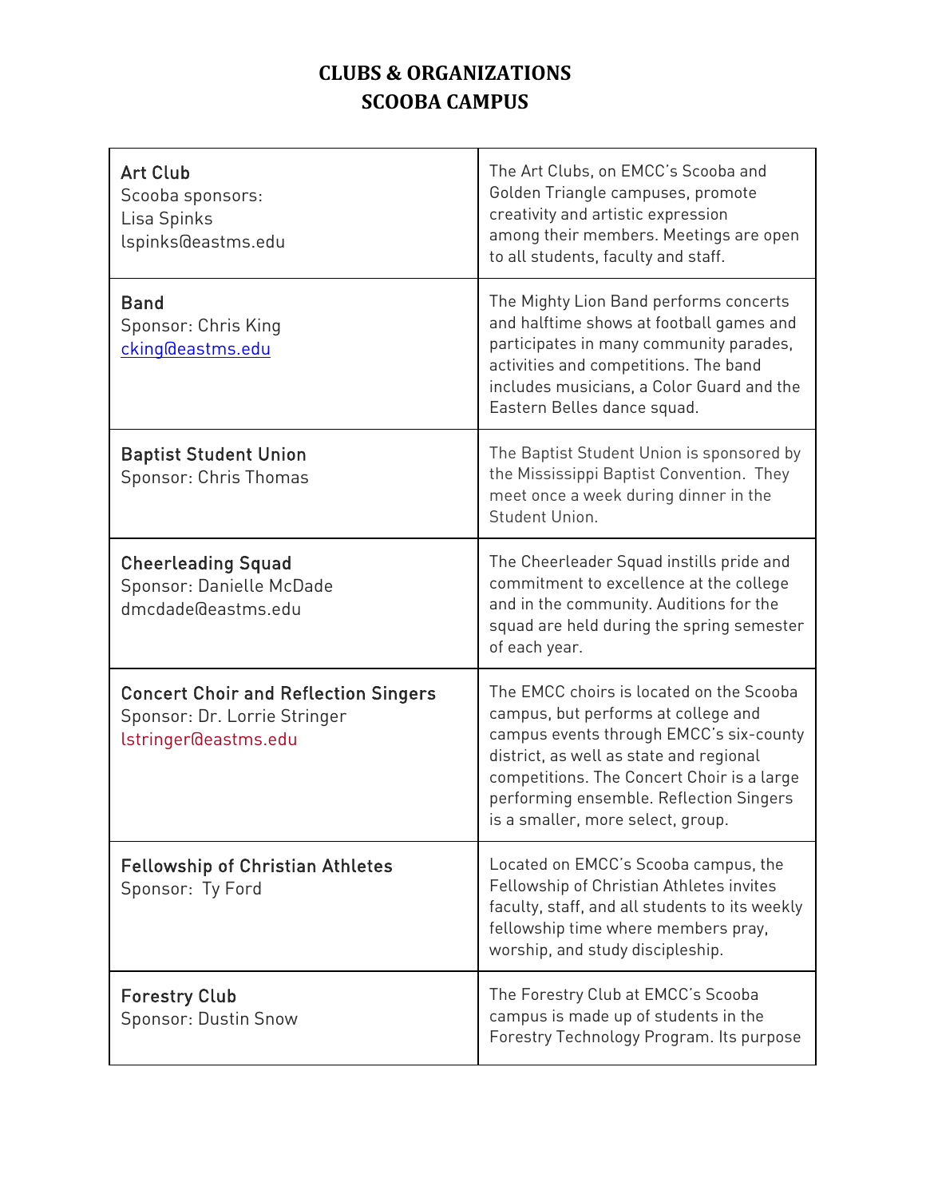# CLUBS & ORGANIZATIONS
# SCOOBA CAMPUS

| | |
|---|---|
| **Art Club**<br>Scooba sponsors:<br>Lisa Spinks<br>lspinks@eastms.edu | The Art Clubs, on EMCC's Scooba and Golden Triangle campuses, promote creativity and artistic expression among their members. Meetings are open to all students, faculty and staff. |
| **Band**<br>Sponsor: Chris King<br>cking@eastms.edu | The Mighty Lion Band performs concerts and halftime shows at football games and participates in many community parades, activities and competitions. The band includes musicians, a Color Guard and the Eastern Belles dance squad. |
| **Baptist Student Union**<br>Sponsor: Chris Thomas | The Baptist Student Union is sponsored by the Mississippi Baptist Convention. They meet once a week during dinner in the Student Union. |
| **Cheerleading Squad**<br>Sponsor: Danielle McDade<br>dmcdade@eastms.edu | The Cheerleader Squad instills pride and commitment to excellence at the college and in the community. Auditions for the squad are held during the spring semester of each year. |
| **Concert Choir and Reflection Singers**<br>Sponsor: Dr. Lorrie Stringer<br>lstringer@eastms.edu | The EMCC choirs is located on the Scooba campus, but performs at college and campus events through EMCC's six-county district, as well as state and regional competitions. The Concert Choir is a large performing ensemble. Reflection Singers is a smaller, more select, group. |
| **Fellowship of Christian Athletes**<br>Sponsor: Ty Ford | Located on EMCC's Scooba campus, the Fellowship of Christian Athletes invites faculty, staff, and all students to its weekly fellowship time where members pray, worship, and study discipleship. |
| **Forestry Club**<br>Sponsor: Dustin Snow | The Forestry Club at EMCC's Scooba campus is made up of students in the Forestry Technology Program. Its purpose |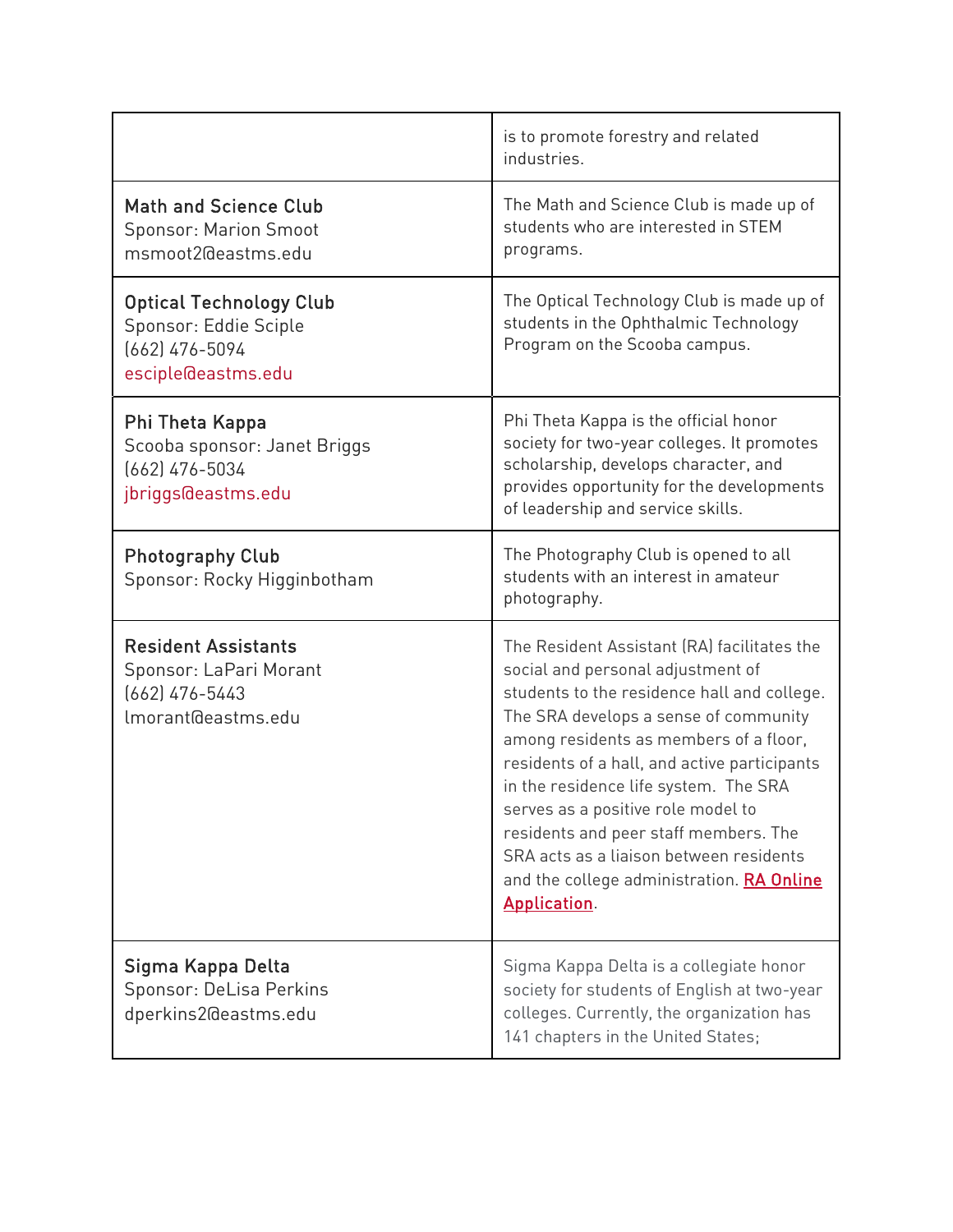| | |
|---|---|
| | is to promote forestry and related industries. |
| **Math and Science Club**<br>Sponsor: Marion Smoot<br>msmoot2@eastms.edu | The Math and Science Club is made up of students who are interested in STEM programs. |
| **Optical Technology Club**<br>Sponsor: Eddie Sciple<br>(662) 476-5094<br>esciple@eastms.edu | The Optical Technology Club is made up of students in the Ophthalmic Technology Program on the Scooba campus. |
| **Phi Theta Kappa**<br>Scooba sponsor: Janet Briggs<br>(662) 476-5034<br>jbriggs@eastms.edu | Phi Theta Kappa is the official honor society for two-year colleges. It promotes scholarship, develops character, and provides opportunity for the developments of leadership and service skills. |
| **Photography Club**<br>Sponsor: Rocky Higginbotham | The Photography Club is opened to all students with an interest in amateur photography. |
| **Resident Assistants**<br>Sponsor: LaPari Morant<br>(662) 476-5443<br>lmorant@eastms.edu | The Resident Assistant (RA) facilitates the social and personal adjustment of students to the residence hall and college. The SRA develops a sense of community among residents as members of a floor, residents of a hall, and active participants in the residence life system. The SRA serves as a positive role model to residents and peer staff members. The SRA acts as a liaison between residents and the college administration. RA Online Application. |
| **Sigma Kappa Delta**<br>Sponsor: DeLisa Perkins<br>dperkins2@eastms.edu | Sigma Kappa Delta is a collegiate honor society for students of English at two-year colleges. Currently, the organization has 141 chapters in the United States; |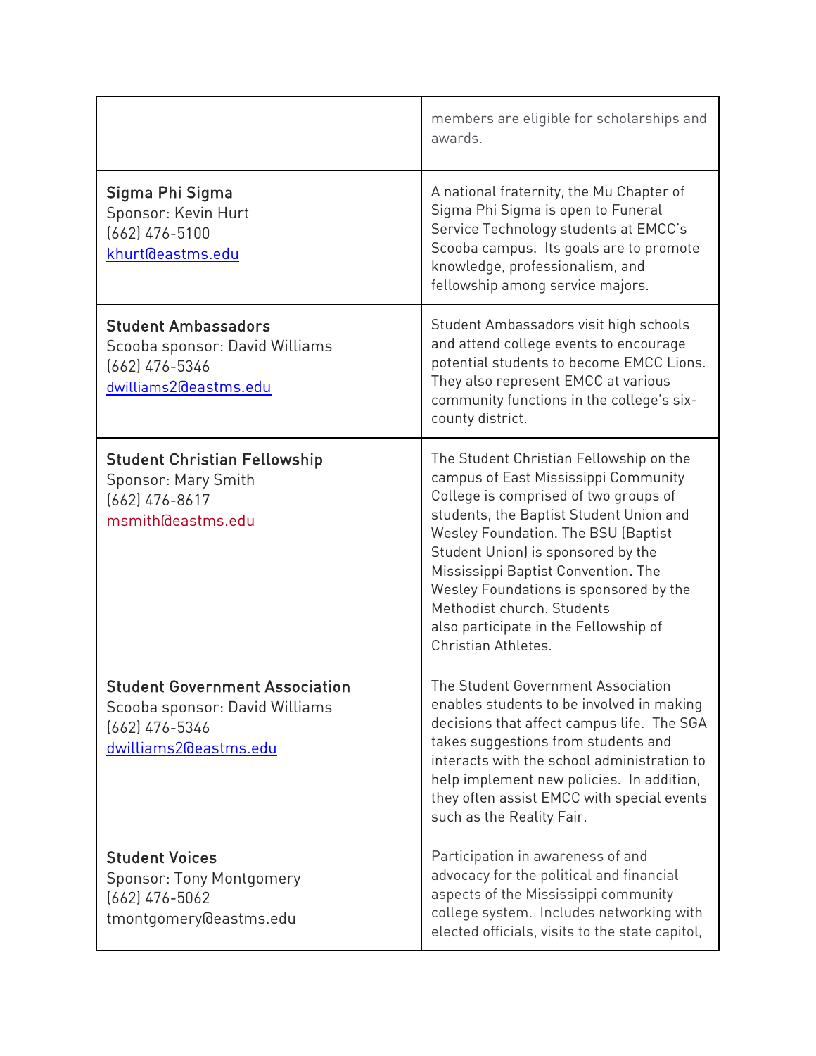| | |
|---|---|
| | members are eligible for scholarships and awards. |
| **Sigma Phi Sigma**<br>Sponsor: Kevin Hurt<br>(662) 476-5100<br>khurt@eastms.edu | A national fraternity, the Mu Chapter of Sigma Phi Sigma is open to Funeral Service Technology students at EMCC's Scooba campus. Its goals are to promote knowledge, professionalism, and fellowship among service majors. |
| **Student Ambassadors**<br>Scooba sponsor: David Williams<br>(662) 476-5346<br>dwilliams2@eastms.edu | Student Ambassadors visit high schools and attend college events to encourage potential students to become EMCC Lions. They also represent EMCC at various community functions in the college's six-county district. |
| **Student Christian Fellowship**<br>Sponsor: Mary Smith<br>(662) 476-8617<br>msmith@eastms.edu | The Student Christian Fellowship on the campus of East Mississippi Community College is comprised of two groups of students, the Baptist Student Union and Wesley Foundation. The BSU (Baptist Student Union) is sponsored by the Mississippi Baptist Convention. The Wesley Foundations is sponsored by the Methodist church. Students also participate in the Fellowship of Christian Athletes. |
| **Student Government Association**<br>Scooba sponsor: David Williams<br>(662) 476-5346<br>dwilliams2@eastms.edu | The Student Government Association enables students to be involved in making decisions that affect campus life. The SGA takes suggestions from students and interacts with the school administration to help implement new policies. In addition, they often assist EMCC with special events such as the Reality Fair. |
| **Student Voices**<br>Sponsor: Tony Montgomery<br>(662) 476-5062<br>tmontgomery@eastms.edu | Participation in awareness of and advocacy for the political and financial aspects of the Mississippi community college system. Includes networking with elected officials, visits to the state capitol, |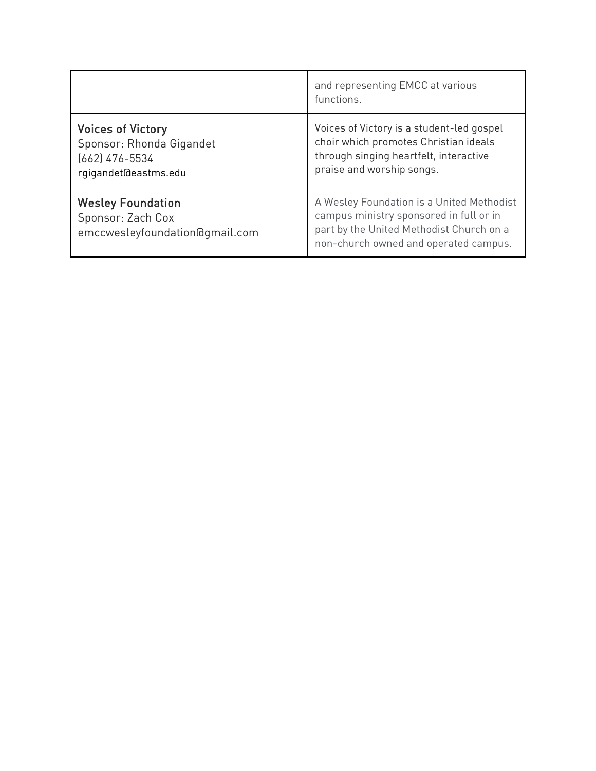| | |
|---|---|
| | and representing EMCC at various functions. |
| Voices of Victory<br>Sponsor: Rhonda Gigandet<br>(662) 476-5534<br>rgigandet@eastms.edu | Voices of Victory is a student-led gospel choir which promotes Christian ideals through singing heartfelt, interactive praise and worship songs. |
| Wesley Foundation<br>Sponsor: Zach Cox<br>emccwesleyfoundation@gmail.com | A Wesley Foundation is a United Methodist campus ministry sponsored in full or in part by the United Methodist Church on a non-church owned and operated campus. |